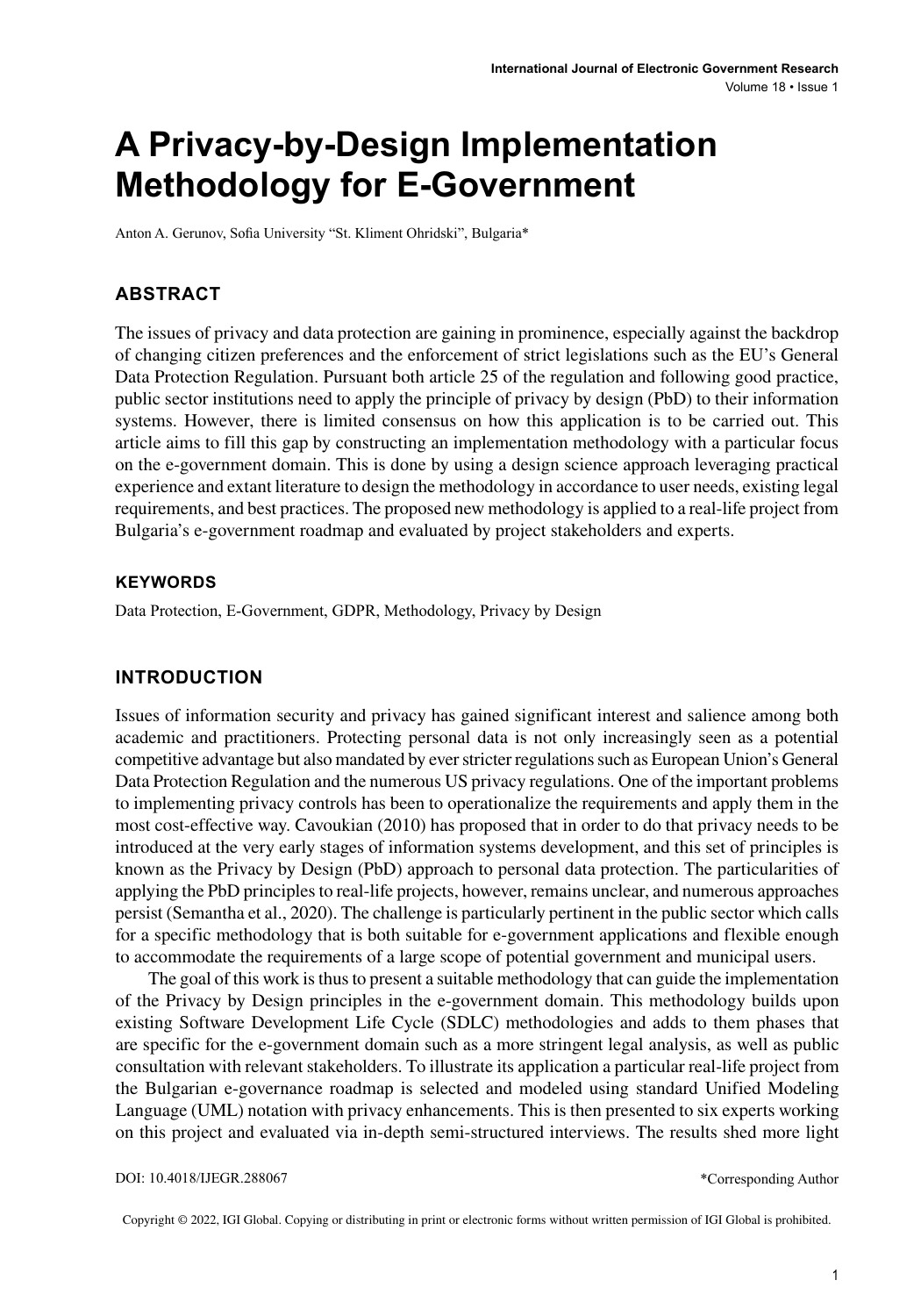# A Privacy-by-Design Implementation Methodology for E-Government

Anton A. Gerunov, Sofia University "St. Kliment Ohridski", Bulgaria*

## ABSTRACT

The issues of privacy and data protection are gaining in prominence, especially against the backdrop of changing citizen preferences and the enforcement of strict legislations such as the EU's General Data Protection Regulation. Pursuant both article 25 of the regulation and following good practice, public sector institutions need to apply the principle of privacy by design (PbD) to their information systems. However, there is limited consensus on how this application is to be carried out. This article aims to fill this gap by constructing an implementation methodology with a particular focus on the e-government domain. This is done by using a design science approach leveraging practical experience and extant literature to design the methodology in accordance to user needs, existing legal requirements, and best practices. The proposed new methodology is applied to a real-life project from Bulgaria's e-government roadmap and evaluated by project stakeholders and experts.

### KEYWORDS

Data Protection, E-Government, GDPR, Methodology, Privacy by Design

## INTRODUCTION

Issues of information security and privacy has gained significant interest and salience among both academic and practitioners. Protecting personal data is not only increasingly seen as a potential competitive advantage but also mandated by ever stricter regulations such as European Union's General Data Protection Regulation and the numerous US privacy regulations. One of the important problems to implementing privacy controls has been to operationalize the requirements and apply them in the most cost-effective way. Cavoukian (2010) has proposed that in order to do that privacy needs to be introduced at the very early stages of information systems development, and this set of principles is known as the Privacy by Design (PbD) approach to personal data protection. The particularities of applying the PbD principles to real-life projects, however, remains unclear, and numerous approaches persist (Semantha et al., 2020). The challenge is particularly pertinent in the public sector which calls for a specific methodology that is both suitable for e-government applications and flexible enough to accommodate the requirements of a large scope of potential government and municipal users.

The goal of this work is thus to present a suitable methodology that can guide the implementation of the Privacy by Design principles in the e-government domain. This methodology builds upon existing Software Development Life Cycle (SDLC) methodologies and adds to them phases that are specific for the e-government domain such as a more stringent legal analysis, as well as public consultation with relevant stakeholders. To illustrate its application a particular real-life project from the Bulgarian e-governance roadmap is selected and modeled using standard Unified Modeling Language (UML) notation with privacy enhancements. This is then presented to six experts working on this project and evaluated via in-depth semi-structured interviews. The results shed more light

DOI: 10.4018/IJEGR.288067

*Corresponding Author

Copyright © 2022, IGI Global. Copying or distributing in print or electronic forms without written permission of IGI Global is prohibited.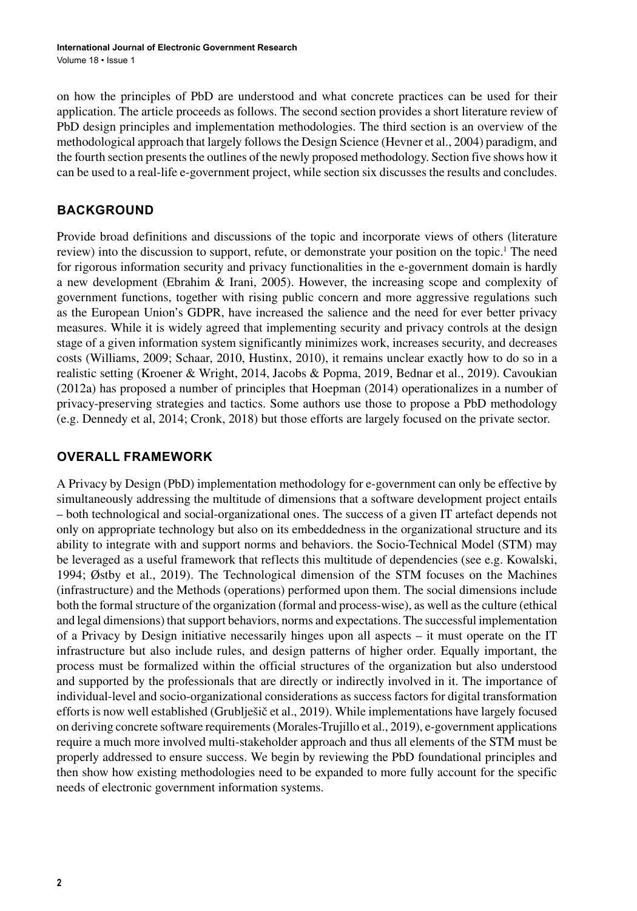on how the principles of PbD are understood and what concrete practices can be used for their application. The article proceeds as follows. The second section provides a short literature review of PbD design principles and implementation methodologies. The third section is an overview of the methodological approach that largely follows the Design Science (Hevner et al., 2004) paradigm, and the fourth section presents the outlines of the newly proposed methodology. Section five shows how it can be used to a real-life e-government project, while section six discusses the results and concludes.

## BACKGROUND

Provide broad definitions and discussions of the topic and incorporate views of others (literature review) into the discussion to support, refute, or demonstrate your position on the topic.[1] The need for rigorous information security and privacy functionalities in the e-government domain is hardly a new development (Ebrahim & Irani, 2005). However, the increasing scope and complexity of government functions, together with rising public concern and more aggressive regulations such as the European Union's GDPR, have increased the salience and the need for ever better privacy measures. While it is widely agreed that implementing security and privacy controls at the design stage of a given information system significantly minimizes work, increases security, and decreases costs (Williams, 2009; Schaar, 2010, Hustinx, 2010), it remains unclear exactly how to do so in a realistic setting (Kroener & Wright, 2014, Jacobs & Popma, 2019, Bednar et al., 2019). Cavoukian (2012a) has proposed a number of principles that Hoepman (2014) operationalizes in a number of privacy-preserving strategies and tactics. Some authors use those to propose a PbD methodology (e.g. Dennedy et al, 2014; Cronk, 2018) but those efforts are largely focused on the private sector.

## OVERALL FRAMEWORK

A Privacy by Design (PbD) implementation methodology for e-government can only be effective by simultaneously addressing the multitude of dimensions that a software development project entails – both technological and social-organizational ones. The success of a given IT artefact depends not only on appropriate technology but also on its embeddedness in the organizational structure and its ability to integrate with and support norms and behaviors. the Socio-Technical Model (STM) may be leveraged as a useful framework that reflects this multitude of dependencies (see e.g. Kowalski, 1994; Østby et al., 2019). The Technological dimension of the STM focuses on the Machines (infrastructure) and the Methods (operations) performed upon them. The social dimensions include both the formal structure of the organization (formal and process-wise), as well as the culture (ethical and legal dimensions) that support behaviors, norms and expectations. The successful implementation of a Privacy by Design initiative necessarily hinges upon all aspects – it must operate on the IT infrastructure but also include rules, and design patterns of higher order. Equally important, the process must be formalized within the official structures of the organization but also understood and supported by the professionals that are directly or indirectly involved in it. The importance of individual-level and socio-organizational considerations as success factors for digital transformation efforts is now well established (Grubliešič et al., 2019). While implementations have largely focused on deriving concrete software requirements (Morales-Trujillo et al., 2019), e-government applications require a much more involved multi-stakeholder approach and thus all elements of the STM must be properly addressed to ensure success. We begin by reviewing the PbD foundational principles and then show how existing methodologies need to be expanded to more fully account for the specific needs of electronic government information systems.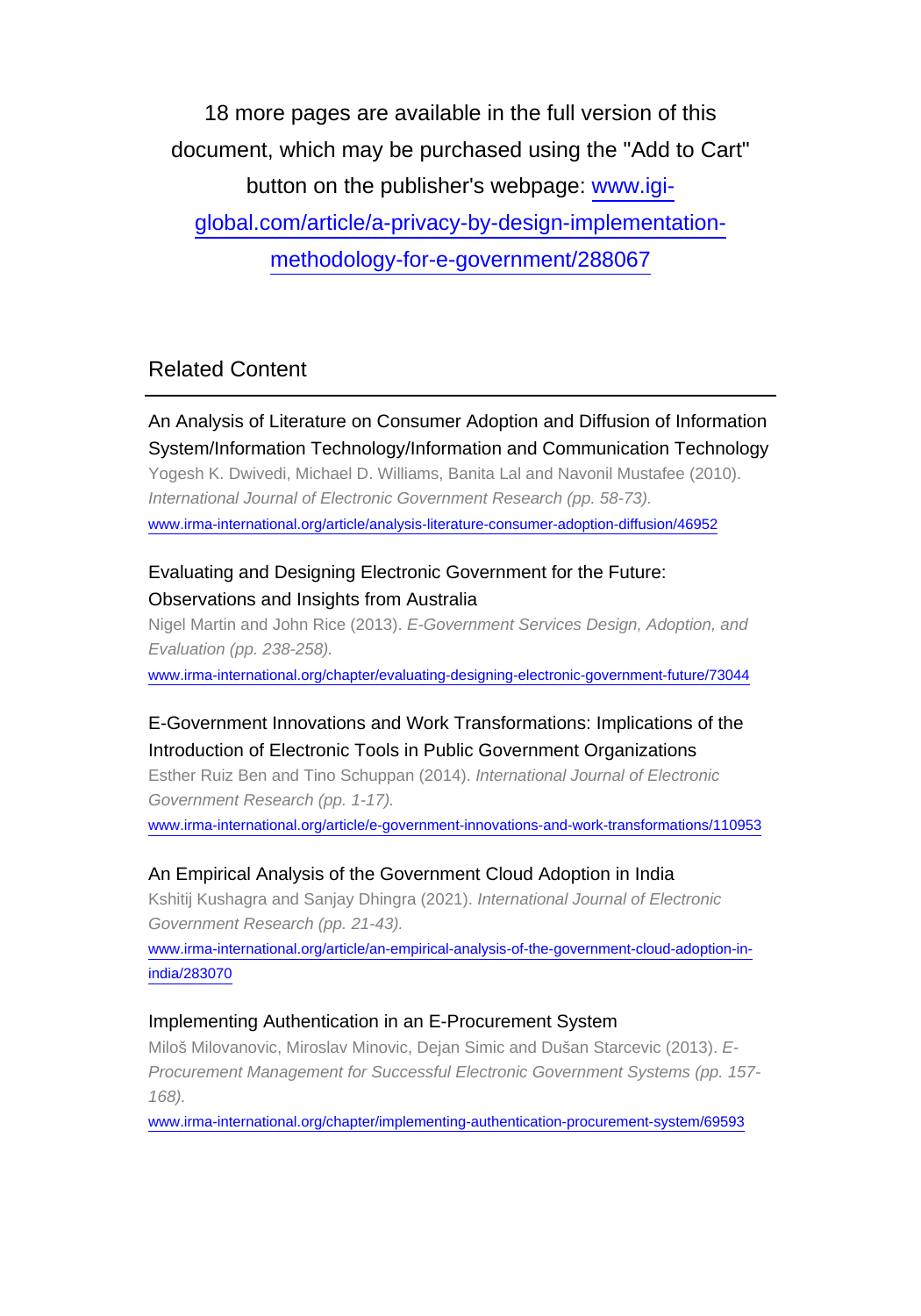18 more pages are available in the full version of this document, which may be purchased using the "Add to Cart" button on the publisher's webpage: www.igi-global.com/article/a-privacy-by-design-implementation-methodology-for-e-government/288067

## Related Content

An Analysis of Literature on Consumer Adoption and Diffusion of Information System/Information Technology/Information and Communication Technology
Yogesh K. Dwivedi, Michael D. Williams, Banita Lal and Navonil Mustafee (2010). *International Journal of Electronic Government Research (pp. 58-73).*
www.irma-international.org/article/analysis-literature-consumer-adoption-diffusion/46952

Evaluating and Designing Electronic Government for the Future: Observations and Insights from Australia
Nigel Martin and John Rice (2013). *E-Government Services Design, Adoption, and Evaluation (pp. 238-258).*
www.irma-international.org/chapter/evaluating-designing-electronic-government-future/73044

E-Government Innovations and Work Transformations: Implications of the Introduction of Electronic Tools in Public Government Organizations
Esther Ruiz Ben and Tino Schuppan (2014). *International Journal of Electronic Government Research (pp. 1-17).*
www.irma-international.org/article/e-government-innovations-and-work-transformations/110953

An Empirical Analysis of the Government Cloud Adoption in India
Kshitij Kushagra and Sanjay Dhingra (2021). *International Journal of Electronic Government Research (pp. 21-43).*
www.irma-international.org/article/an-empirical-analysis-of-the-government-cloud-adoption-in-india/283070

Implementing Authentication in an E-Procurement System
Miloš Milovanovic, Miroslav Minovic, Dejan Simic and Dušan Starcevic (2013). *E-Procurement Management for Successful Electronic Government Systems (pp. 157-168).*
www.irma-international.org/chapter/implementing-authentication-procurement-system/69593